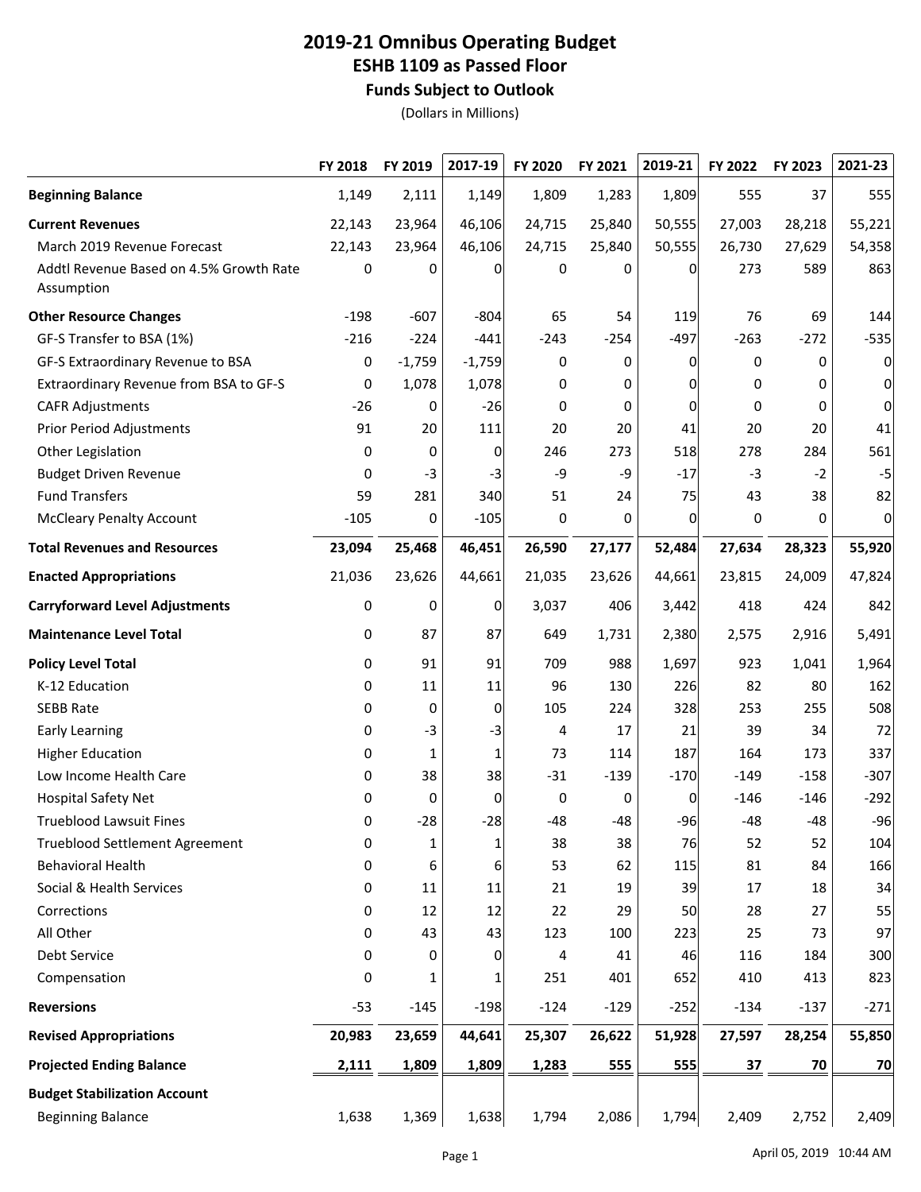# 2019-21 Omnibus Operating Budget

## ESHB 1109 as Passed Floor

### Funds Subject to Outlook

(Dollars in Millions)

| | FY 2018 | FY 2019 | 2017-19 | FY 2020 | FY 2021 | 2019-21 | FY 2022 | FY 2023 | 2021-23 |
|---|---|---|---|---|---|---|---|---|---|
| **Beginning Balance** | 1,149 | 2,111 | 1,149 | 1,809 | 1,283 | 1,809 | 555 | 37 | 555 |
| **Current Revenues** | 22,143 | 23,964 | 46,106 | 24,715 | 25,840 | 50,555 | 27,003 | 28,218 | 55,221 |
| March 2019 Revenue Forecast | 22,143 | 23,964 | 46,106 | 24,715 | 25,840 | 50,555 | 26,730 | 27,629 | 54,358 |
| Addtl Revenue Based on 4.5% Growth Rate Assumption | 0 | 0 | 0 | 0 | 0 | 0 | 273 | 589 | 863 |
| **Other Resource Changes** | -198 | -607 | -804 | 65 | 54 | 119 | 76 | 69 | 144 |
| GF-S Transfer to BSA (1%) | -216 | -224 | -441 | -243 | -254 | -497 | -263 | -272 | -535 |
| GF-S Extraordinary Revenue to BSA | 0 | -1,759 | -1,759 | 0 | 0 | 0 | 0 | 0 | 0 |
| Extraordinary Revenue from BSA to GF-S | 0 | 1,078 | 1,078 | 0 | 0 | 0 | 0 | 0 | 0 |
| CAFR Adjustments | -26 | 0 | -26 | 0 | 0 | 0 | 0 | 0 | 0 |
| Prior Period Adjustments | 91 | 20 | 111 | 20 | 20 | 41 | 20 | 20 | 41 |
| Other Legislation | 0 | 0 | 0 | 246 | 273 | 518 | 278 | 284 | 561 |
| Budget Driven Revenue | 0 | -3 | -3 | -9 | -9 | -17 | -3 | -2 | -5 |
| Fund Transfers | 59 | 281 | 340 | 51 | 24 | 75 | 43 | 38 | 82 |
| McCleary Penalty Account | -105 | 0 | -105 | 0 | 0 | 0 | 0 | 0 | 0 |
| **Total Revenues and Resources** | **23,094** | **25,468** | **46,451** | **26,590** | **27,177** | **52,484** | **27,634** | **28,323** | **55,920** |
| **Enacted Appropriations** | 21,036 | 23,626 | 44,661 | 21,035 | 23,626 | 44,661 | 23,815 | 24,009 | 47,824 |
| **Carryforward Level Adjustments** | 0 | 0 | 0 | 3,037 | 406 | 3,442 | 418 | 424 | 842 |
| **Maintenance Level Total** | 0 | 87 | 87 | 649 | 1,731 | 2,380 | 2,575 | 2,916 | 5,491 |
| **Policy Level Total** | 0 | 91 | 91 | 709 | 988 | 1,697 | 923 | 1,041 | 1,964 |
| K-12 Education | 0 | 11 | 11 | 96 | 130 | 226 | 82 | 80 | 162 |
| SEBB Rate | 0 | 0 | 0 | 105 | 224 | 328 | 253 | 255 | 508 |
| Early Learning | 0 | -3 | -3 | 4 | 17 | 21 | 39 | 34 | 72 |
| Higher Education | 0 | 1 | 1 | 73 | 114 | 187 | 164 | 173 | 337 |
| Low Income Health Care | 0 | 38 | 38 | -31 | -139 | -170 | -149 | -158 | -307 |
| Hospital Safety Net | 0 | 0 | 0 | 0 | 0 | 0 | -146 | -146 | -292 |
| Trueblood Lawsuit Fines | 0 | -28 | -28 | -48 | -48 | -96 | -48 | -48 | -96 |
| Trueblood Settlement Agreement | 0 | 1 | 1 | 38 | 38 | 76 | 52 | 52 | 104 |
| Behavioral Health | 0 | 6 | 6 | 53 | 62 | 115 | 81 | 84 | 166 |
| Social & Health Services | 0 | 11 | 11 | 21 | 19 | 39 | 17 | 18 | 34 |
| Corrections | 0 | 12 | 12 | 22 | 29 | 50 | 28 | 27 | 55 |
| All Other | 0 | 43 | 43 | 123 | 100 | 223 | 25 | 73 | 97 |
| Debt Service | 0 | 0 | 0 | 4 | 41 | 46 | 116 | 184 | 300 |
| Compensation | 0 | 1 | 1 | 251 | 401 | 652 | 410 | 413 | 823 |
| **Reversions** | -53 | -145 | -198 | -124 | -129 | -252 | -134 | -137 | -271 |
| **Revised Appropriations** | **20,983** | **23,659** | **44,641** | **25,307** | **26,622** | **51,928** | **27,597** | **28,254** | **55,850** |
| **Projected Ending Balance** | **2,111** | **1,809** | **1,809** | **1,283** | **555** | **555** | **37** | **70** | **70** |
| **Budget Stabilization Account** | | | | | | | | | |
| Beginning Balance | 1,638 | 1,369 | 1,638 | 1,794 | 2,086 | 1,794 | 2,409 | 2,752 | 2,409 |

April 05, 2019 10:44 AM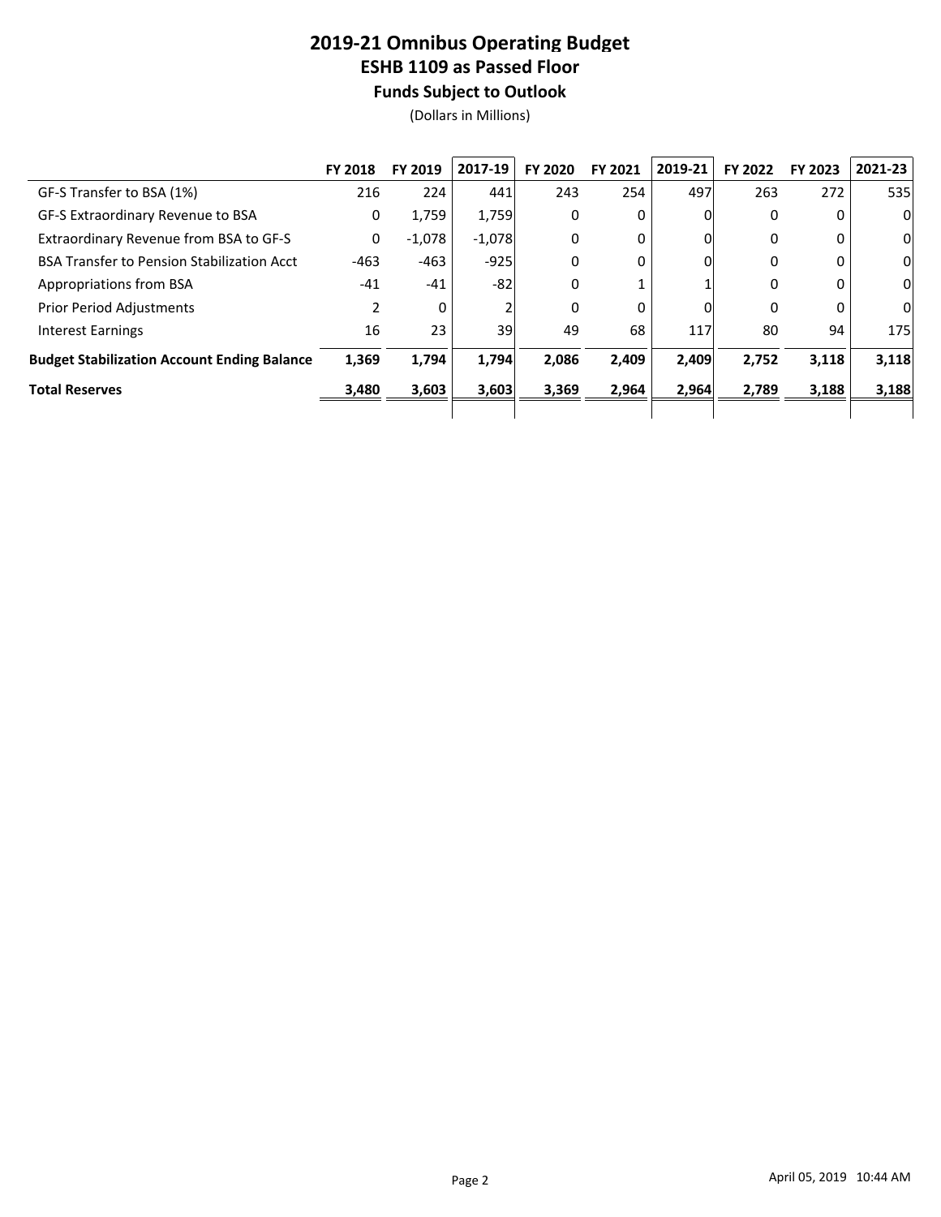# 2019-21 Omnibus Operating Budget

## ESHB 1109 as Passed Floor

### Funds Subject to Outlook

(Dollars in Millions)

| | FY 2018 | FY 2019 | 2017-19 | FY 2020 | FY 2021 | 2019-21 | FY 2022 | FY 2023 | 2021-23 |
|---|---|---|---|---|---|---|---|---|---|
| GF-S Transfer to BSA (1%) | 216 | 224 | 441 | 243 | 254 | 497 | 263 | 272 | 535 |
| GF-S Extraordinary Revenue to BSA | 0 | 1,759 | 1,759 | 0 | 0 | 0 | 0 | 0 | 0 |
| Extraordinary Revenue from BSA to GF-S | 0 | -1,078 | -1,078 | 0 | 0 | 0 | 0 | 0 | 0 |
| BSA Transfer to Pension Stabilization Acct | -463 | -463 | -925 | 0 | 0 | 0 | 0 | 0 | 0 |
| Appropriations from BSA | -41 | -41 | -82 | 0 | 1 | 1 | 0 | 0 | 0 |
| Prior Period Adjustments | 2 | 0 | 2 | 0 | 0 | 0 | 0 | 0 | 0 |
| Interest Earnings | 16 | 23 | 39 | 49 | 68 | 117 | 80 | 94 | 175 |
| **Budget Stabilization Account Ending Balance** | **1,369** | **1,794** | **1,794** | **2,086** | **2,409** | **2,409** | **2,752** | **3,118** | **3,118** |
| **Total Reserves** | **3,480** | **3,603** | **3,603** | **3,369** | **2,964** | **2,964** | **2,789** | **3,188** | **3,188** |